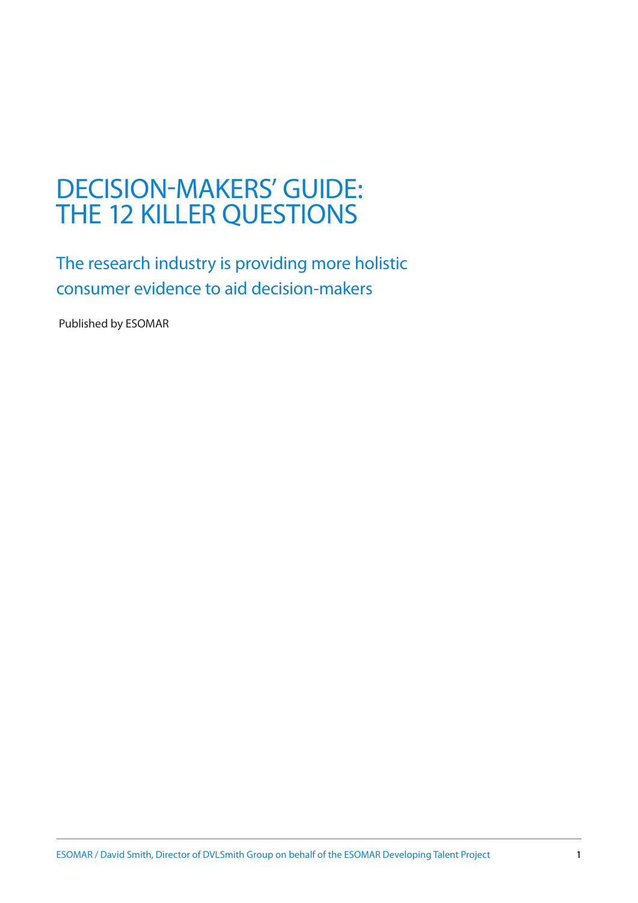# DECISION-MAKERS' GUIDE: THE 12 KILLER QUESTIONS

## The research industry is providing more holistic consumer evidence to aid decision-makers

Published by ESOMAR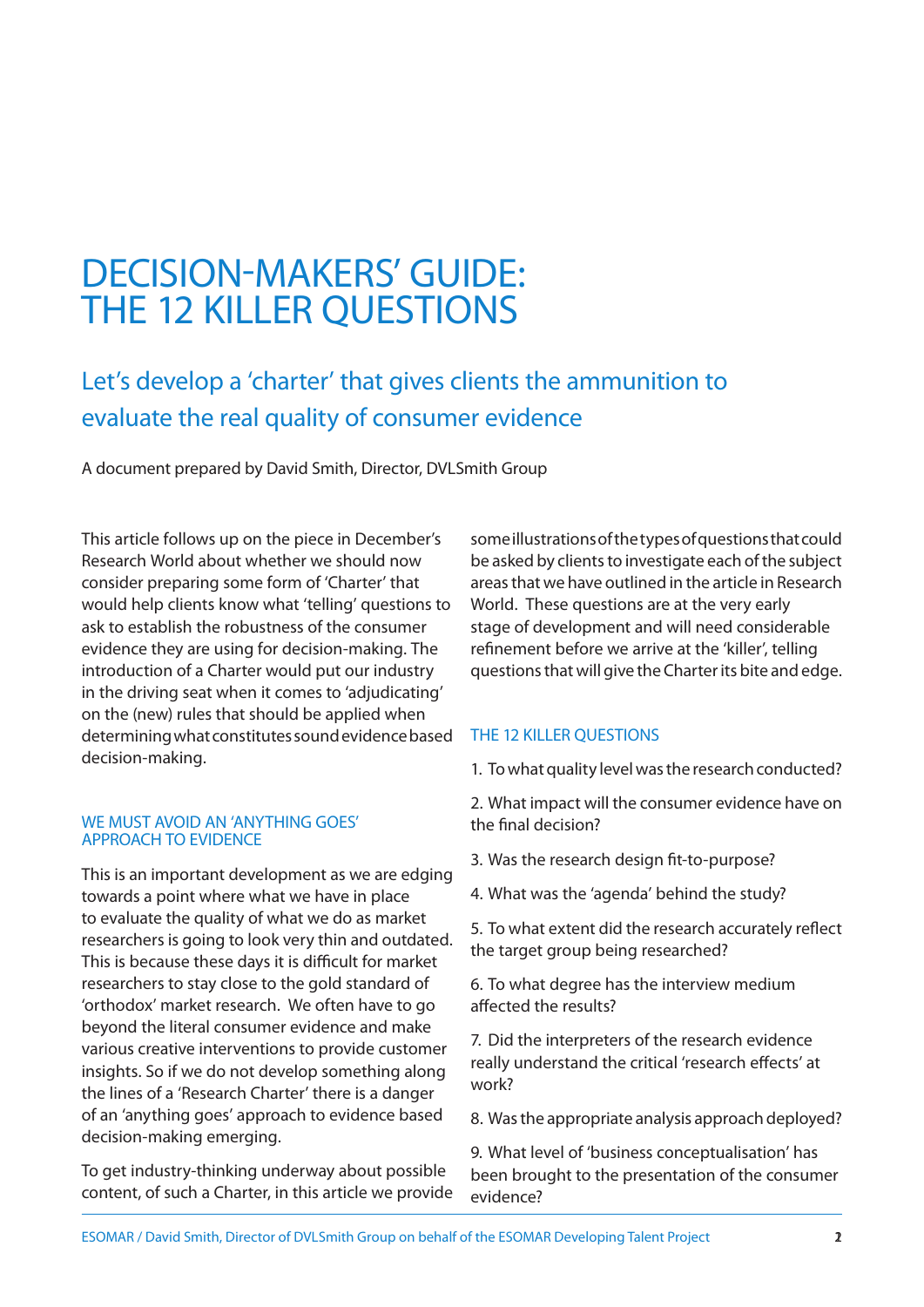# DECISION-MAKERS' GUIDE: THE 12 KILLER QUESTIONS

## Let's develop a 'charter' that gives clients the ammunition to evaluate the real quality of consumer evidence

A document prepared by David Smith, Director, DVLSmith Group

This article follows up on the piece in December's Research World about whether we should now consider preparing some form of 'Charter' that would help clients know what 'telling' questions to ask to establish the robustness of the consumer evidence they are using for decision-making. The introduction of a Charter would put our industry in the driving seat when it comes to 'adjudicating' on the (new) rules that should be applied when determining what constitutes sound evidence based decision-making.

### WE MUST AVOID AN 'ANYTHING GOES' APPROACH TO EVIDENCE

This is an important development as we are edging towards a point where what we have in place to evaluate the quality of what we do as market researchers is going to look very thin and outdated. This is because these days it is difficult for market researchers to stay close to the gold standard of 'orthodox' market research. We often have to go beyond the literal consumer evidence and make various creative interventions to provide customer insights. So if we do not develop something along the lines of a 'Research Charter' there is a danger of an 'anything goes' approach to evidence based decision-making emerging.

To get industry-thinking underway about possible content, of such a Charter, in this article we provide some illustrations of the types of questions that could be asked by clients to investigate each of the subject areas that we have outlined in the article in Research World. These questions are at the very early stage of development and will need considerable refinement before we arrive at the 'killer', telling questions that will give the Charter its bite and edge.

### THE 12 KILLER QUESTIONS

1. To what quality level was the research conducted?

2. What impact will the consumer evidence have on the final decision?

3. Was the research design fit-to-purpose?

4. What was the 'agenda' behind the study?

5. To what extent did the research accurately reflect the target group being researched?

6. To what degree has the interview medium affected the results?

7. Did the interpreters of the research evidence really understand the critical 'research effects' at work?

8. Was the appropriate analysis approach deployed?

9. What level of 'business conceptualisation' has been brought to the presentation of the consumer evidence?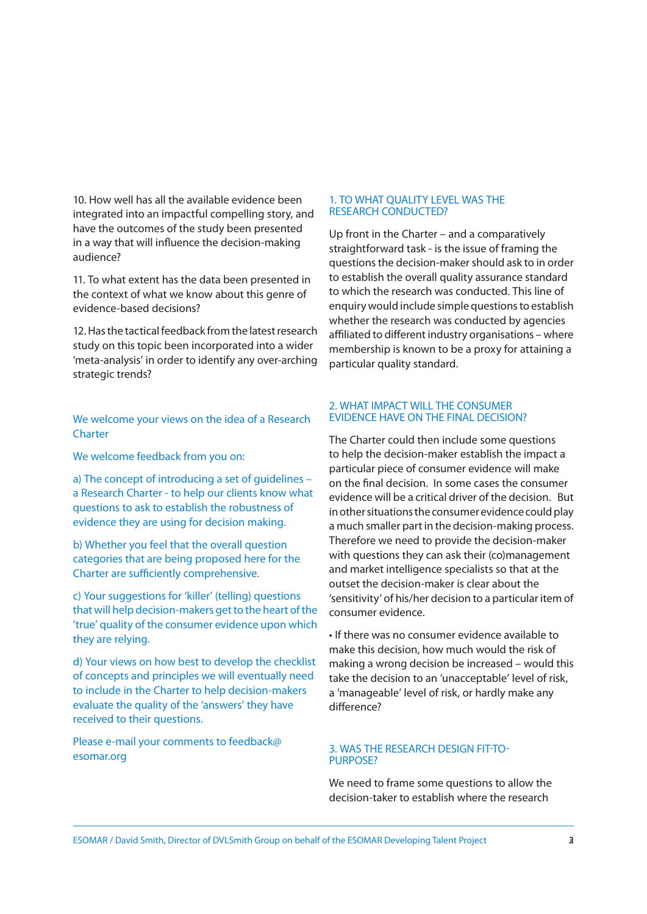10. How well has all the available evidence been integrated into an impactful compelling story, and have the outcomes of the study been presented in a way that will influence the decision-making audience?

11. To what extent has the data been presented in the context of what we know about this genre of evidence-based decisions?

12. Has the tactical feedback from the latest research study on this topic been incorporated into a wider 'meta-analysis' in order to identify any over-arching strategic trends?

We welcome your views on the idea of a Research Charter

We welcome feedback from you on:

a) The concept of introducing a set of guidelines – a Research Charter - to help our clients know what questions to ask to establish the robustness of evidence they are using for decision making.

b) Whether you feel that the overall question categories that are being proposed here for the Charter are sufficiently comprehensive.

c) Your suggestions for 'killer' (telling) questions that will help decision-makers get to the heart of the 'true' quality of the consumer evidence upon which they are relying.

d) Your views on how best to develop the checklist of concepts and principles we will eventually need to include in the Charter to help decision-makers evaluate the quality of the 'answers' they have received to their questions.

Please e-mail your comments to feedback@esomar.org

## 1. TO WHAT QUALITY LEVEL WAS THE RESEARCH CONDUCTED?

Up front in the Charter – and a comparatively straightforward task - is the issue of framing the questions the decision-maker should ask to in order to establish the overall quality assurance standard to which the research was conducted. This line of enquiry would include simple questions to establish whether the research was conducted by agencies affiliated to different industry organisations – where membership is known to be a proxy for attaining a particular quality standard.

## 2. WHAT IMPACT WILL THE CONSUMER EVIDENCE HAVE ON THE FINAL DECISION?

The Charter could then include some questions to help the decision-maker establish the impact a particular piece of consumer evidence will make on the final decision. In some cases the consumer evidence will be a critical driver of the decision. But in other situations the consumer evidence could play a much smaller part in the decision-making process. Therefore we need to provide the decision-maker with questions they can ask their (co)management and market intelligence specialists so that at the outset the decision-maker is clear about the 'sensitivity' of his/her decision to a particular item of consumer evidence.

- If there was no consumer evidence available to make this decision, how much would the risk of making a wrong decision be increased – would this take the decision to an 'unacceptable' level of risk, a 'manageable' level of risk, or hardly make any difference?

## 3. WAS THE RESEARCH DESIGN FIT-TO-PURPOSE?

We need to frame some questions to allow the decision-taker to establish where the research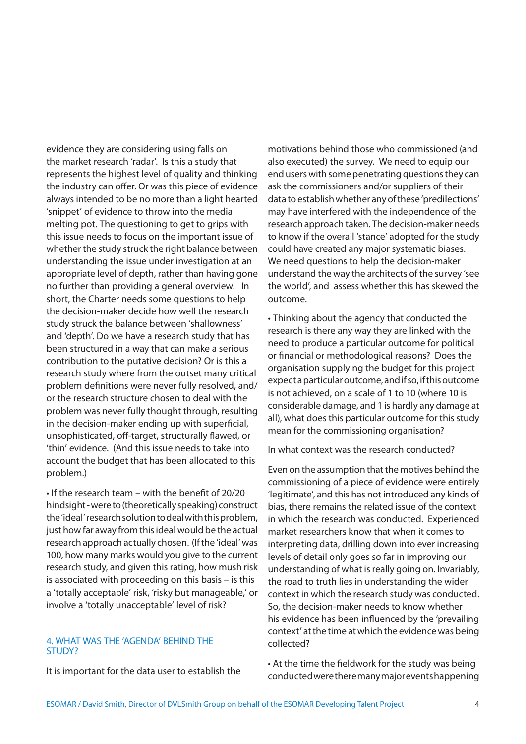evidence they are considering using falls on the market research 'radar'. Is this a study that represents the highest level of quality and thinking the industry can offer. Or was this piece of evidence always intended to be no more than a light hearted 'snippet' of evidence to throw into the media melting pot. The questioning to get to grips with this issue needs to focus on the important issue of whether the study struck the right balance between understanding the issue under investigation at an appropriate level of depth, rather than having gone no further than providing a general overview. In short, the Charter needs some questions to help the decision-maker decide how well the research study struck the balance between 'shallowness' and 'depth'. Do we have a research study that has been structured in a way that can make a serious contribution to the putative decision? Or is this a research study where from the outset many critical problem definitions were never fully resolved, and/or the research structure chosen to deal with the problem was never fully thought through, resulting in the decision-maker ending up with superficial, unsophisticated, off-target, structurally flawed, or 'thin' evidence. (And this issue needs to take into account the budget that has been allocated to this problem.)

• If the research team – with the benefit of 20/20 hindsight - were to (theoretically speaking) construct the 'ideal' research solution to deal with this problem, just how far away from this ideal would be the actual research approach actually chosen. (If the 'ideal' was 100, how many marks would you give to the current research study, and given this rating, how mush risk is associated with proceeding on this basis – is this a 'totally acceptable' risk, 'risky but manageable,' or involve a 'totally unacceptable' level of risk?

## 4. WHAT WAS THE 'AGENDA' BEHIND THE STUDY?

It is important for the data user to establish the motivations behind those who commissioned (and also executed) the survey. We need to equip our end users with some penetrating questions they can ask the commissioners and/or suppliers of their data to establish whether any of these 'predilections' may have interfered with the independence of the research approach taken. The decision-maker needs to know if the overall 'stance' adopted for the study could have created any major systematic biases. We need questions to help the decision-maker understand the way the architects of the survey 'see the world', and assess whether this has skewed the outcome.

• Thinking about the agency that conducted the research is there any way they are linked with the need to produce a particular outcome for political or financial or methodological reasons? Does the organisation supplying the budget for this project expect a particular outcome, and if so, if this outcome is not achieved, on a scale of 1 to 10 (where 10 is considerable damage, and 1 is hardly any damage at all), what does this particular outcome for this study mean for the commissioning organisation?

In what context was the research conducted?

Even on the assumption that the motives behind the commissioning of a piece of evidence were entirely 'legitimate', and this has not introduced any kinds of bias, there remains the related issue of the context in which the research was conducted. Experienced market researchers know that when it comes to interpreting data, drilling down into ever increasing levels of detail only goes so far in improving our understanding of what is really going on. Invariably, the road to truth lies in understanding the wider context in which the research study was conducted. So, the decision-maker needs to know whether his evidence has been influenced by the 'prevailing context' at the time at which the evidence was being collected?

• At the time the fieldwork for the study was being conducted were there many major events happening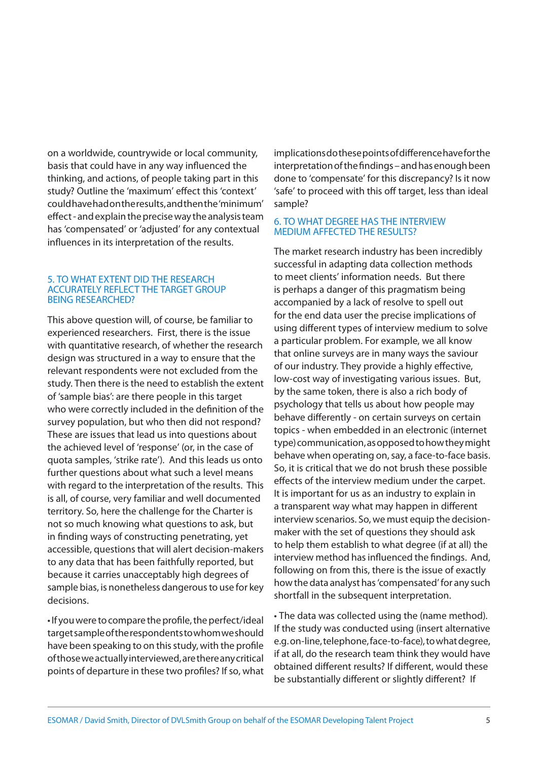on a worldwide, countrywide or local community, basis that could have in any way influenced the thinking, and actions, of people taking part in this study? Outline the 'maximum' effect this 'context' could have had on the results, and then the 'minimum' effect - and explain the precise way the analysis team has 'compensated' or 'adjusted' for any contextual influences in its interpretation of the results.

## 5. TO WHAT EXTENT DID THE RESEARCH ACCURATELY REFLECT THE TARGET GROUP BEING RESEARCHED?

This above question will, of course, be familiar to experienced researchers. First, there is the issue with quantitative research, of whether the research design was structured in a way to ensure that the relevant respondents were not excluded from the study. Then there is the need to establish the extent of 'sample bias': are there people in this target who were correctly included in the definition of the survey population, but who then did not respond? These are issues that lead us into questions about the achieved level of 'response' (or, in the case of quota samples, 'strike rate'). And this leads us onto further questions about what such a level means with regard to the interpretation of the results. This is all, of course, very familiar and well documented territory. So, here the challenge for the Charter is not so much knowing what questions to ask, but in finding ways of constructing penetrating, yet accessible, questions that will alert decision-makers to any data that has been faithfully reported, but because it carries unacceptably high degrees of sample bias, is nonetheless dangerous to use for key decisions.

- If you were to compare the profile, the perfect/ideal target sample of the respondents to whom we should have been speaking to on this study, with the profile of those we actually interviewed, are there any critical points of departure in these two profiles? If so, what implications do these points of difference have for the interpretation of the findings – and has enough been done to 'compensate' for this discrepancy? Is it now 'safe' to proceed with this off target, less than ideal sample?

## 6. TO WHAT DEGREE HAS THE INTERVIEW MEDIUM AFFECTED THE RESULTS?

The market research industry has been incredibly successful in adapting data collection methods to meet clients' information needs. But there is perhaps a danger of this pragmatism being accompanied by a lack of resolve to spell out for the end data user the precise implications of using different types of interview medium to solve a particular problem. For example, we all know that online surveys are in many ways the saviour of our industry. They provide a highly effective, low-cost way of investigating various issues. But, by the same token, there is also a rich body of psychology that tells us about how people may behave differently - on certain surveys on certain topics - when embedded in an electronic (internet type) communication, as opposed to how they might behave when operating on, say, a face-to-face basis. So, it is critical that we do not brush these possible effects of the interview medium under the carpet. It is important for us as an industry to explain in a transparent way what may happen in different interview scenarios. So, we must equip the decision-maker with the set of questions they should ask to help them establish to what degree (if at all) the interview method has influenced the findings. And, following on from this, there is the issue of exactly how the data analyst has 'compensated' for any such shortfall in the subsequent interpretation.

- The data was collected using the (name method). If the study was conducted using (insert alternative e.g. on-line, telephone, face-to-face), to what degree, if at all, do the research team think they would have obtained different results? If different, would these be substantially different or slightly different? If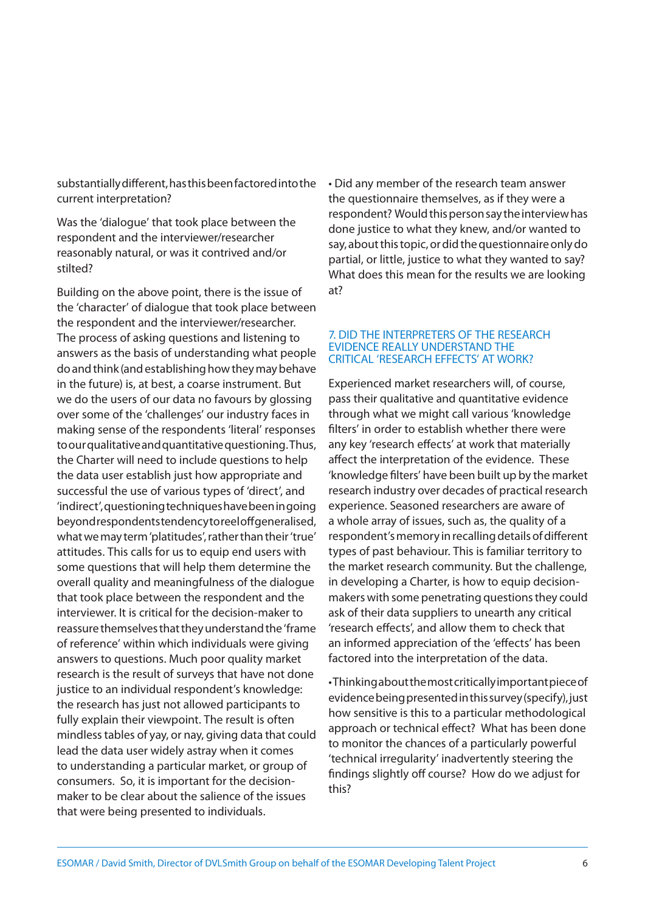substantially different, has this been factored into the current interpretation?

Was the 'dialogue' that took place between the respondent and the interviewer/researcher reasonably natural, or was it contrived and/or stilted?

Building on the above point, there is the issue of the 'character' of dialogue that took place between the respondent and the interviewer/researcher. The process of asking questions and listening to answers as the basis of understanding what people do and think (and establishing how they may behave in the future) is, at best, a coarse instrument. But we do the users of our data no favours by glossing over some of the 'challenges' our industry faces in making sense of the respondents 'literal' responses to our qualitative and quantitative questioning. Thus, the Charter will need to include questions to help the data user establish just how appropriate and successful the use of various types of 'direct', and 'indirect', questioning techniques have been in going beyond respondents tendency to reel off generalised, what we may term 'platitudes', rather than their 'true' attitudes. This calls for us to equip end users with some questions that will help them determine the overall quality and meaningfulness of the dialogue that took place between the respondent and the interviewer. It is critical for the decision-maker to reassure themselves that they understand the 'frame of reference' within which individuals were giving answers to questions. Much poor quality market research is the result of surveys that have not done justice to an individual respondent's knowledge: the research has just not allowed participants to fully explain their viewpoint. The result is often mindless tables of yay, or nay, giving data that could lead the data user widely astray when it comes to understanding a particular market, or group of consumers. So, it is important for the decision-maker to be clear about the salience of the issues that were being presented to individuals.

- Did any member of the research team answer the questionnaire themselves, as if they were a respondent? Would this person say the interview has done justice to what they knew, and/or wanted to say, about this topic, or did the questionnaire only do partial, or little, justice to what they wanted to say? What does this mean for the results we are looking at?

## 7. DID THE INTERPRETERS OF THE RESEARCH EVIDENCE REALLY UNDERSTAND THE CRITICAL 'RESEARCH EFFECTS' AT WORK?

Experienced market researchers will, of course, pass their qualitative and quantitative evidence through what we might call various 'knowledge filters' in order to establish whether there were any key 'research effects' at work that materially affect the interpretation of the evidence. These 'knowledge filters' have been built up by the market research industry over decades of practical research experience. Seasoned researchers are aware of a whole array of issues, such as, the quality of a respondent's memory in recalling details of different types of past behaviour. This is familiar territory to the market research community. But the challenge, in developing a Charter, is how to equip decision-makers with some penetrating questions they could ask of their data suppliers to unearth any critical 'research effects', and allow them to check that an informed appreciation of the 'effects' has been factored into the interpretation of the data.

- Thinking about the most critically important piece of evidence being presented in this survey (specify), just how sensitive is this to a particular methodological approach or technical effect? What has been done to monitor the chances of a particularly powerful 'technical irregularity' inadvertently steering the findings slightly off course? How do we adjust for this?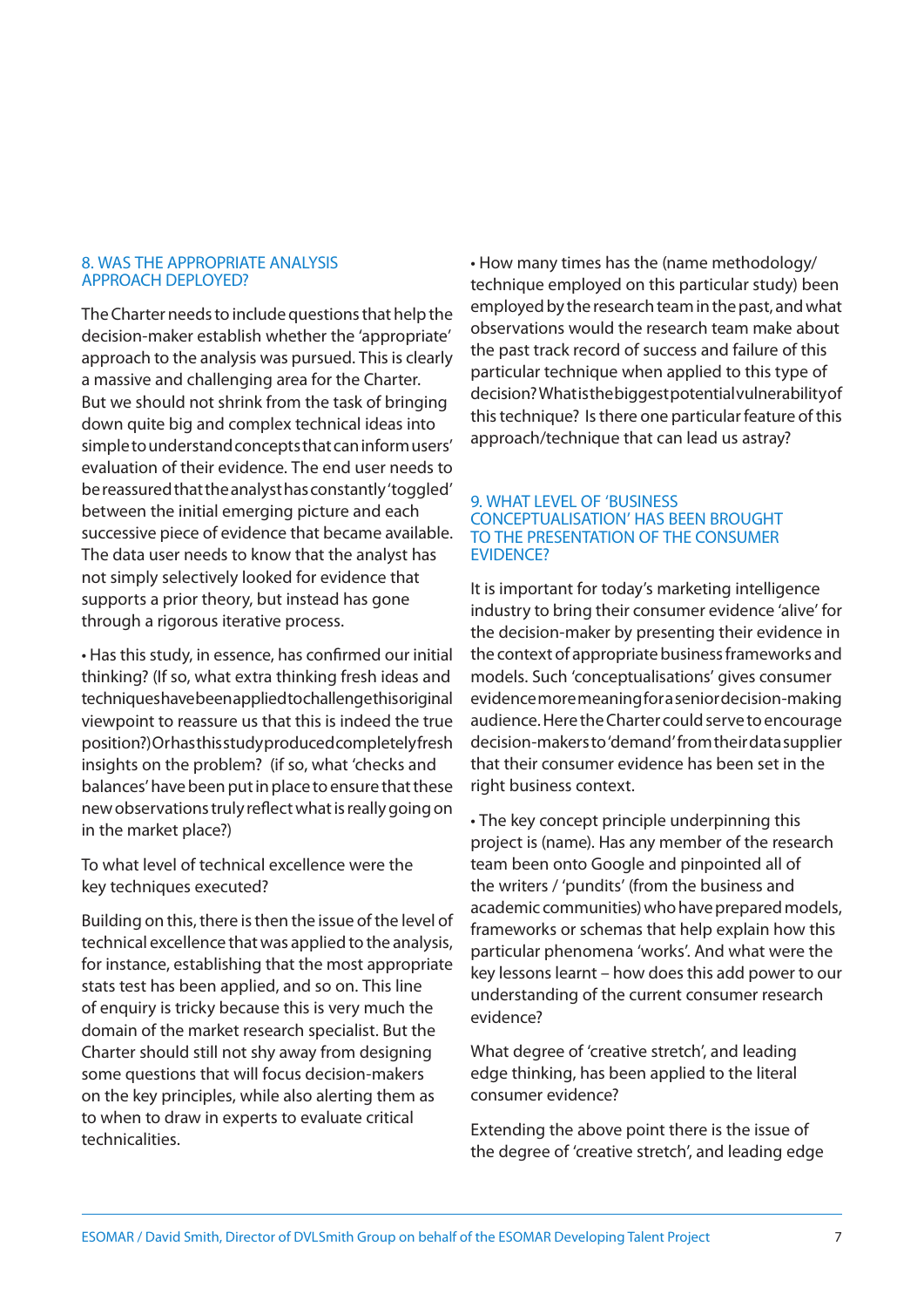## 8. WAS THE APPROPRIATE ANALYSIS APPROACH DEPLOYED?

The Charter needs to include questions that help the decision-maker establish whether the 'appropriate' approach to the analysis was pursued. This is clearly a massive and challenging area for the Charter. But we should not shrink from the task of bringing down quite big and complex technical ideas into simple to understand concepts that can inform users' evaluation of their evidence. The end user needs to be reassured that the analyst has constantly 'toggled' between the initial emerging picture and each successive piece of evidence that became available. The data user needs to know that the analyst has not simply selectively looked for evidence that supports a prior theory, but instead has gone through a rigorous iterative process.

• Has this study, in essence, has confirmed our initial thinking? (If so, what extra thinking fresh ideas and techniques have been applied to challenge this original viewpoint to reassure us that this is indeed the true position?) Or has this study produced completely fresh insights on the problem? (if so, what 'checks and balances' have been put in place to ensure that these new observations truly reflect what is really going on in the market place?)

To what level of technical excellence were the key techniques executed?

Building on this, there is then the issue of the level of technical excellence that was applied to the analysis, for instance, establishing that the most appropriate stats test has been applied, and so on. This line of enquiry is tricky because this is very much the domain of the market research specialist. But the Charter should still not shy away from designing some questions that will focus decision-makers on the key principles, while also alerting them as to when to draw in experts to evaluate critical technicalities.

• How many times has the (name methodology/technique employed on this particular study) been employed by the research team in the past, and what observations would the research team make about the past track record of success and failure of this particular technique when applied to this type of decision? What is the biggest potential vulnerability of this technique? Is there one particular feature of this approach/technique that can lead us astray?

## 9. WHAT LEVEL OF 'BUSINESS CONCEPTUALISATION' HAS BEEN BROUGHT TO THE PRESENTATION OF THE CONSUMER EVIDENCE?

It is important for today's marketing intelligence industry to bring their consumer evidence 'alive' for the decision-maker by presenting their evidence in the context of appropriate business frameworks and models. Such 'conceptualisations' gives consumer evidence more meaning for a senior decision-making audience. Here the Charter could serve to encourage decision-makers to 'demand' from their data supplier that their consumer evidence has been set in the right business context.

• The key concept principle underpinning this project is (name). Has any member of the research team been onto Google and pinpointed all of the writers / 'pundits' (from the business and academic communities) who have prepared models, frameworks or schemas that help explain how this particular phenomena 'works'. And what were the key lessons learnt – how does this add power to our understanding of the current consumer research evidence?

What degree of 'creative stretch', and leading edge thinking, has been applied to the literal consumer evidence?

Extending the above point there is the issue of the degree of 'creative stretch', and leading edge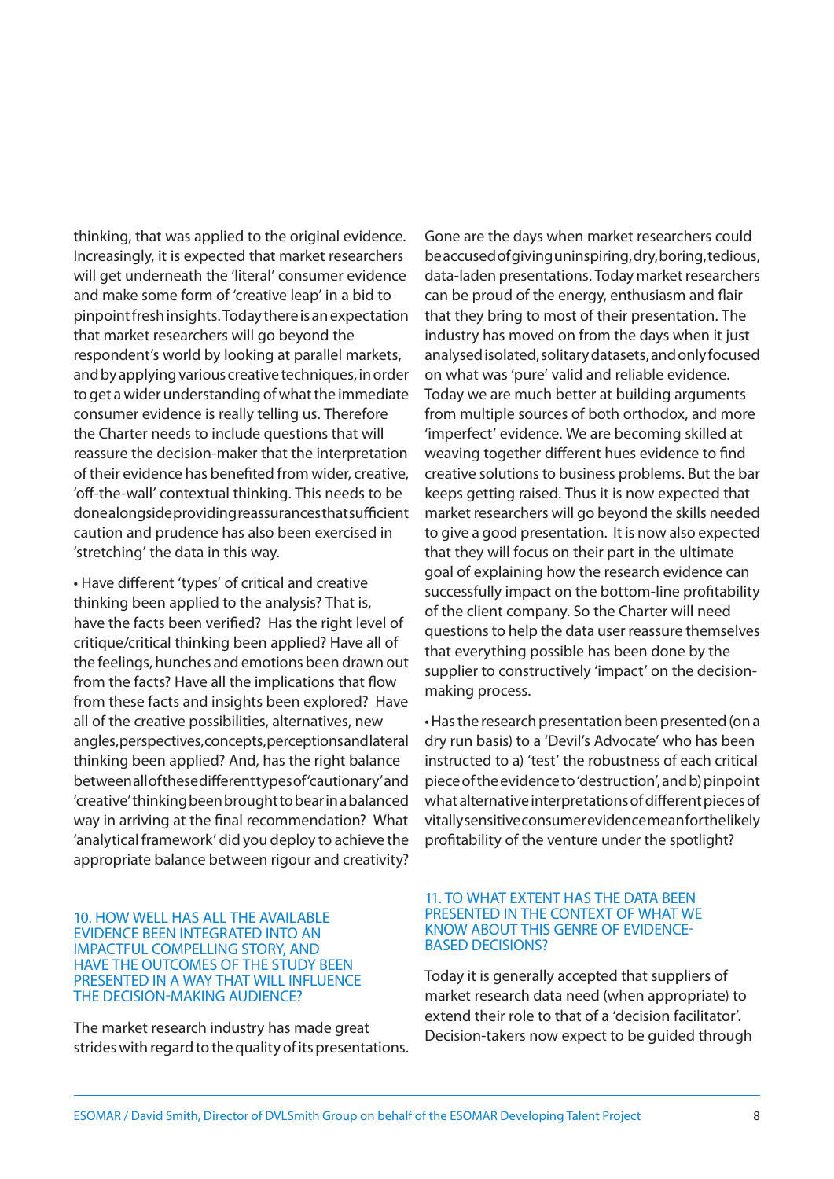thinking, that was applied to the original evidence. Increasingly, it is expected that market researchers will get underneath the 'literal' consumer evidence and make some form of 'creative leap' in a bid to pinpoint fresh insights. Today there is an expectation that market researchers will go beyond the respondent's world by looking at parallel markets, and by applying various creative techniques, in order to get a wider understanding of what the immediate consumer evidence is really telling us. Therefore the Charter needs to include questions that will reassure the decision-maker that the interpretation of their evidence has benefited from wider, creative, 'off-the-wall' contextual thinking. This needs to be done alongside providing reassurances that sufficient caution and prudence has also been exercised in 'stretching' the data in this way.

- Have different 'types' of critical and creative thinking been applied to the analysis? That is, have the facts been verified? Has the right level of critique/critical thinking been applied? Have all of the feelings, hunches and emotions been drawn out from the facts? Have all the implications that flow from these facts and insights been explored? Have all of the creative possibilities, alternatives, new angles, perspectives, concepts, perceptions and lateral thinking been applied? And, has the right balance between all of these different types of 'cautionary' and 'creative' thinking been brought to bear in a balanced way in arriving at the final recommendation? What 'analytical framework' did you deploy to achieve the appropriate balance between rigour and creativity?

## 10. HOW WELL HAS ALL THE AVAILABLE EVIDENCE BEEN INTEGRATED INTO AN IMPACTFUL COMPELLING STORY, AND HAVE THE OUTCOMES OF THE STUDY BEEN PRESENTED IN A WAY THAT WILL INFLUENCE THE DECISION-MAKING AUDIENCE?

The market research industry has made great strides with regard to the quality of its presentations. Gone are the days when market researchers could be accused of giving uninspiring, dry, boring, tedious, data-laden presentations. Today market researchers can be proud of the energy, enthusiasm and flair that they bring to most of their presentation. The industry has moved on from the days when it just analysed isolated, solitary datasets, and only focused on what was 'pure' valid and reliable evidence. Today we are much better at building arguments from multiple sources of both orthodox, and more 'imperfect' evidence. We are becoming skilled at weaving together different hues evidence to find creative solutions to business problems. But the bar keeps getting raised. Thus it is now expected that market researchers will go beyond the skills needed to give a good presentation. It is now also expected that they will focus on their part in the ultimate goal of explaining how the research evidence can successfully impact on the bottom-line profitability of the client company. So the Charter will need questions to help the data user reassure themselves that everything possible has been done by the supplier to constructively 'impact' on the decision-making process.

- Has the research presentation been presented (on a dry run basis) to a 'Devil's Advocate' who has been instructed to a) 'test' the robustness of each critical piece of the evidence to 'destruction', and b) pinpoint what alternative interpretations of different pieces of vitally sensitive consumer evidence mean for the likely profitability of the venture under the spotlight?

## 11. TO WHAT EXTENT HAS THE DATA BEEN PRESENTED IN THE CONTEXT OF WHAT WE KNOW ABOUT THIS GENRE OF EVIDENCE-BASED DECISIONS?

Today it is generally accepted that suppliers of market research data need (when appropriate) to extend their role to that of a 'decision facilitator'. Decision-takers now expect to be guided through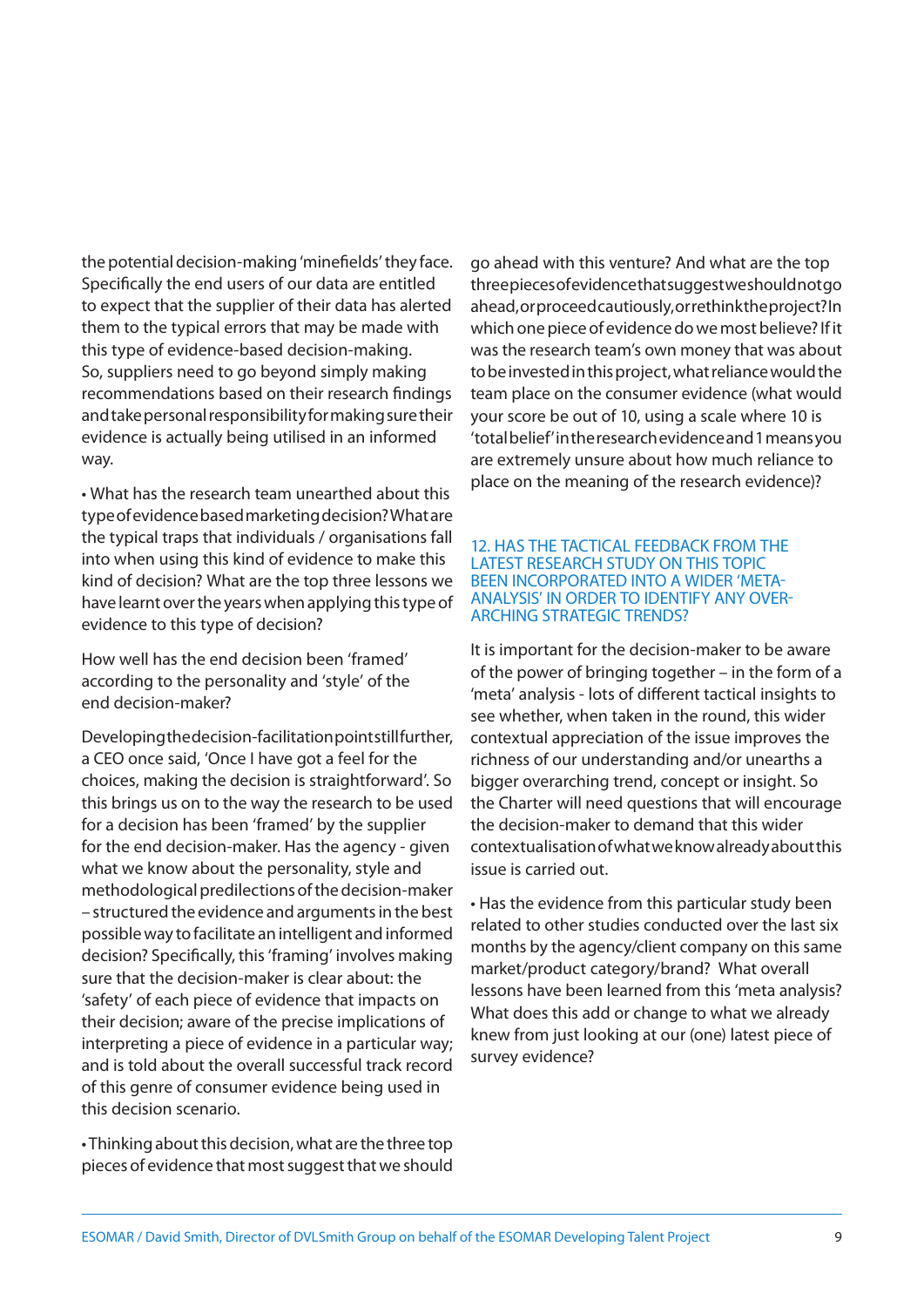the potential decision-making 'minefields' they face. Specifically the end users of our data are entitled to expect that the supplier of their data has alerted them to the typical errors that may be made with this type of evidence-based decision-making. So, suppliers need to go beyond simply making recommendations based on their research findings and take personal responsibility for making sure their evidence is actually being utilised in an informed way.

• What has the research team unearthed about this type of evidence based marketing decision? What are the typical traps that individuals / organisations fall into when using this kind of evidence to make this kind of decision? What are the top three lessons we have learnt over the years when applying this type of evidence to this type of decision?

How well has the end decision been 'framed' according to the personality and 'style' of the end decision-maker?

Developing the decision-facilitation point still further, a CEO once said, 'Once I have got a feel for the choices, making the decision is straightforward'. So this brings us on to the way the research to be used for a decision has been 'framed' by the supplier for the end decision-maker. Has the agency - given what we know about the personality, style and methodological predilections of the decision-maker – structured the evidence and arguments in the best possible way to facilitate an intelligent and informed decision? Specifically, this 'framing' involves making sure that the decision-maker is clear about: the 'safety' of each piece of evidence that impacts on their decision; aware of the precise implications of interpreting a piece of evidence in a particular way; and is told about the overall successful track record of this genre of consumer evidence being used in this decision scenario.

• Thinking about this decision, what are the three top pieces of evidence that most suggest that we should go ahead with this venture? And what are the top three pieces of evidence that suggest we should not go ahead, or proceed cautiously, or rethink the project? In which one piece of evidence do we most believe? If it was the research team's own money that was about to be invested in this project, what reliance would the team place on the consumer evidence (what would your score be out of 10, using a scale where 10 is 'total belief' in the research evidence and 1 means you are extremely unsure about how much reliance to place on the meaning of the research evidence)?

## 12. HAS THE TACTICAL FEEDBACK FROM THE LATEST RESEARCH STUDY ON THIS TOPIC BEEN INCORPORATED INTO A WIDER 'META-ANALYSIS' IN ORDER TO IDENTIFY ANY OVER-ARCHING STRATEGIC TRENDS?

It is important for the decision-maker to be aware of the power of bringing together – in the form of a 'meta' analysis - lots of different tactical insights to see whether, when taken in the round, this wider contextual appreciation of the issue improves the richness of our understanding and/or unearths a bigger overarching trend, concept or insight. So the Charter will need questions that will encourage the decision-maker to demand that this wider contextualisation of what we know already about this issue is carried out.

• Has the evidence from this particular study been related to other studies conducted over the last six months by the agency/client company on this same market/product category/brand? What overall lessons have been learned from this 'meta analysis? What does this add or change to what we already knew from just looking at our (one) latest piece of survey evidence?